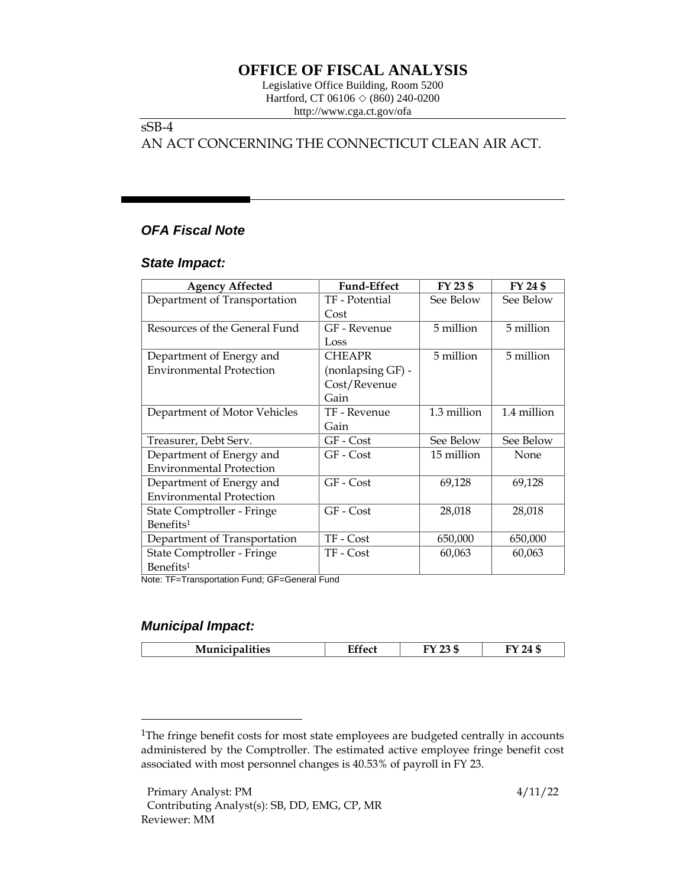# OFFICE OF FISCAL ANALYSIS

Legislative Office Building, Room 5200
Hartford, CT 06106 ◇ (860) 240-0200
http://www.cga.ct.gov/ofa

sSB-4
AN ACT CONCERNING THE CONNECTICUT CLEAN AIR ACT.

## *OFA Fiscal Note*

### *State Impact:*

| Agency Affected | Fund-Effect | FY 23 $ | FY 24 $ |
|---|---|---|---|
| Department of Transportation | TF - Potential Cost | See Below | See Below |
| Resources of the General Fund | GF - Revenue Loss | 5 million | 5 million |
| Department of Energy and Environmental Protection | CHEAPR (nonlapsing GF) - Cost/Revenue Gain | 5 million | 5 million |
| Department of Motor Vehicles | TF - Revenue Gain | 1.3 million | 1.4 million |
| Treasurer, Debt Serv. | GF - Cost | See Below | See Below |
| Department of Energy and Environmental Protection | GF - Cost | 15 million | None |
| Department of Energy and Environmental Protection | GF - Cost | 69,128 | 69,128 |
| State Comptroller - Fringe Benefits[1] | GF - Cost | 28,018 | 28,018 |
| Department of Transportation | TF - Cost | 650,000 | 650,000 |
| State Comptroller - Fringe Benefits[1] | TF - Cost | 60,063 | 60,063 |

Note: TF=Transportation Fund; GF=General Fund

### *Municipal Impact:*

| Municipalities | Effect | FY 23 $ | FY 24 $ |
|---|---|---|---|

[1]The fringe benefit costs for most state employees are budgeted centrally in accounts administered by the Comptroller. The estimated active employee fringe benefit cost associated with most personnel changes is 40.53% of payroll in FY 23.

Primary Analyst: PM
Contributing Analyst(s): SB, DD, EMG, CP, MR
Reviewer: MM

4/11/22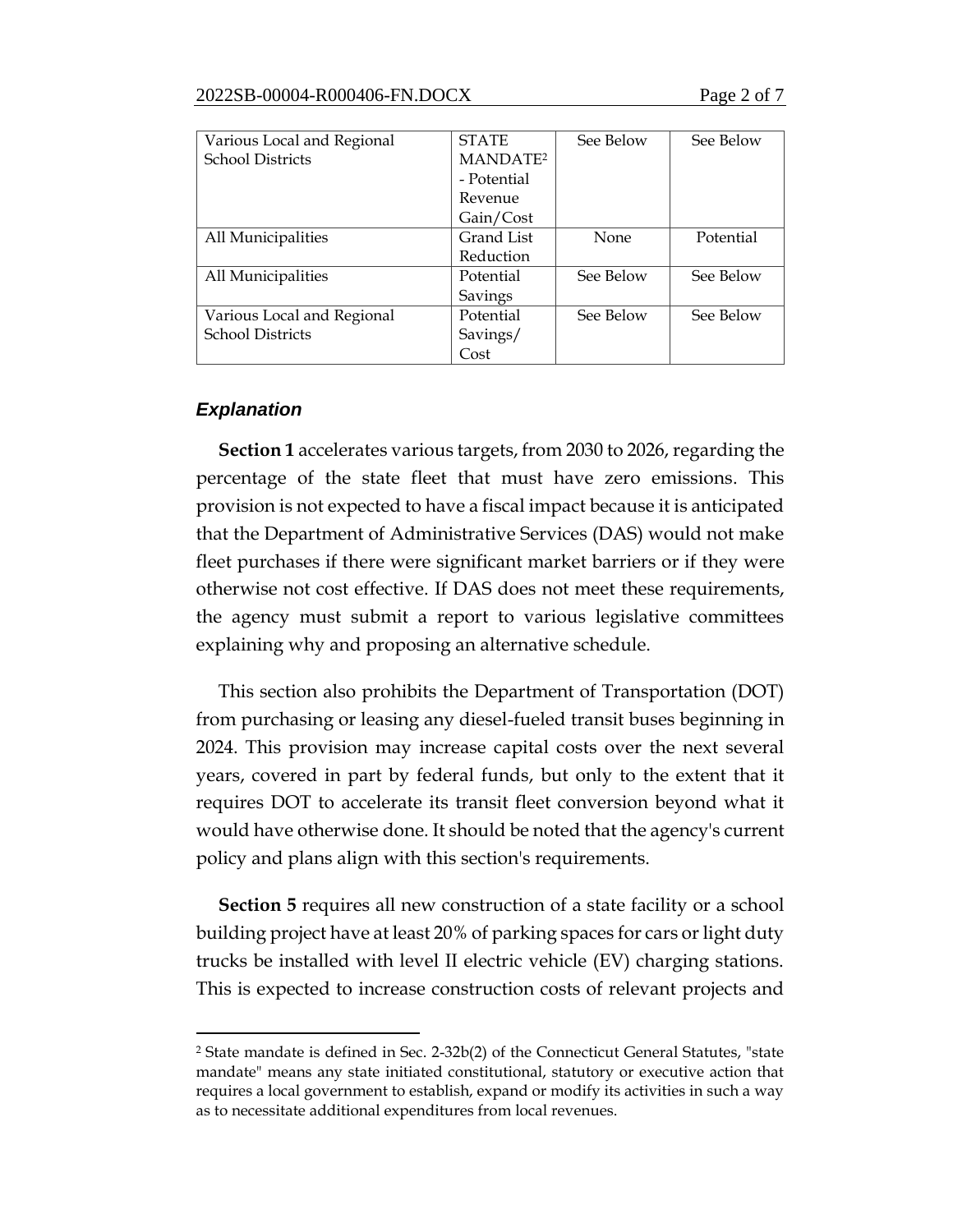| | | | |
|---|---|---|---|
| Various Local and Regional School Districts | STATE MANDATE[2] - Potential Revenue Gain/Cost | See Below | See Below |
| All Municipalities | Grand List Reduction | None | Potential |
| All Municipalities | Potential Savings | See Below | See Below |
| Various Local and Regional School Districts | Potential Savings/ Cost | See Below | See Below |

### *Explanation*

**Section 1** accelerates various targets, from 2030 to 2026, regarding the percentage of the state fleet that must have zero emissions. This provision is not expected to have a fiscal impact because it is anticipated that the Department of Administrative Services (DAS) would not make fleet purchases if there were significant market barriers or if they were otherwise not cost effective. If DAS does not meet these requirements, the agency must submit a report to various legislative committees explaining why and proposing an alternative schedule.

This section also prohibits the Department of Transportation (DOT) from purchasing or leasing any diesel-fueled transit buses beginning in 2024. This provision may increase capital costs over the next several years, covered in part by federal funds, but only to the extent that it requires DOT to accelerate its transit fleet conversion beyond what it would have otherwise done. It should be noted that the agency's current policy and plans align with this section's requirements.

**Section 5** requires all new construction of a state facility or a school building project have at least 20% of parking spaces for cars or light duty trucks be installed with level II electric vehicle (EV) charging stations. This is expected to increase construction costs of relevant projects and

[2] State mandate is defined in Sec. 2-32b(2) of the Connecticut General Statutes, "state mandate" means any state initiated constitutional, statutory or executive action that requires a local government to establish, expand or modify its activities in such a way as to necessitate additional expenditures from local revenues.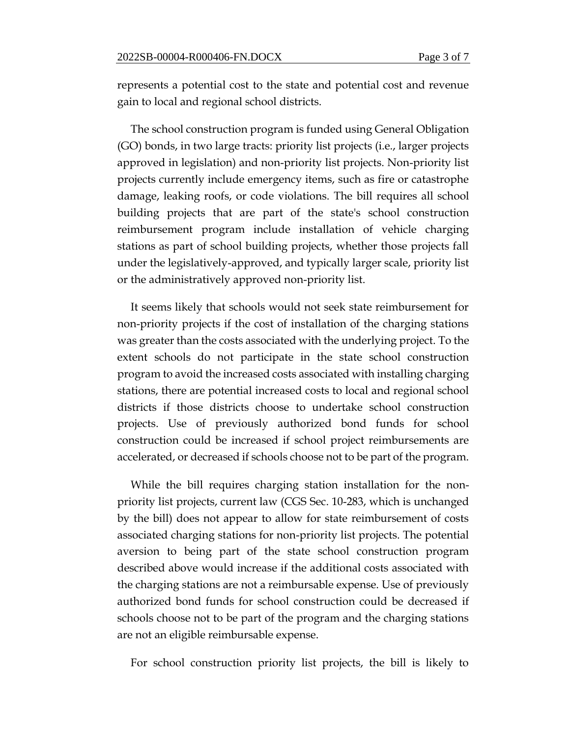represents a potential cost to the state and potential cost and revenue gain to local and regional school districts.

The school construction program is funded using General Obligation (GO) bonds, in two large tracts: priority list projects (i.e., larger projects approved in legislation) and non-priority list projects. Non-priority list projects currently include emergency items, such as fire or catastrophe damage, leaking roofs, or code violations. The bill requires all school building projects that are part of the state's school construction reimbursement program include installation of vehicle charging stations as part of school building projects, whether those projects fall under the legislatively-approved, and typically larger scale, priority list or the administratively approved non-priority list.

It seems likely that schools would not seek state reimbursement for non-priority projects if the cost of installation of the charging stations was greater than the costs associated with the underlying project. To the extent schools do not participate in the state school construction program to avoid the increased costs associated with installing charging stations, there are potential increased costs to local and regional school districts if those districts choose to undertake school construction projects. Use of previously authorized bond funds for school construction could be increased if school project reimbursements are accelerated, or decreased if schools choose not to be part of the program.

While the bill requires charging station installation for the non-priority list projects, current law (CGS Sec. 10-283, which is unchanged by the bill) does not appear to allow for state reimbursement of costs associated charging stations for non-priority list projects. The potential aversion to being part of the state school construction program described above would increase if the additional costs associated with the charging stations are not a reimbursable expense. Use of previously authorized bond funds for school construction could be decreased if schools choose not to be part of the program and the charging stations are not an eligible reimbursable expense.

For school construction priority list projects, the bill is likely to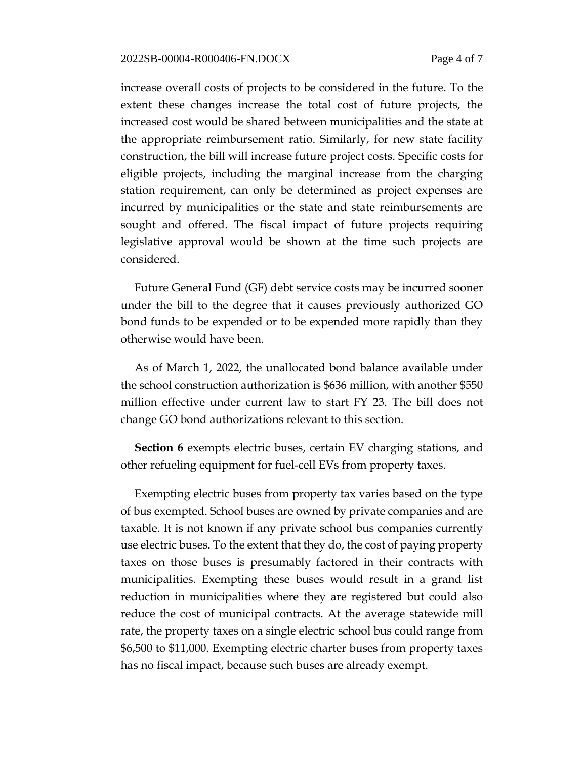increase overall costs of projects to be considered in the future. To the extent these changes increase the total cost of future projects, the increased cost would be shared between municipalities and the state at the appropriate reimbursement ratio. Similarly, for new state facility construction, the bill will increase future project costs. Specific costs for eligible projects, including the marginal increase from the charging station requirement, can only be determined as project expenses are incurred by municipalities or the state and state reimbursements are sought and offered. The fiscal impact of future projects requiring legislative approval would be shown at the time such projects are considered.

Future General Fund (GF) debt service costs may be incurred sooner under the bill to the degree that it causes previously authorized GO bond funds to be expended or to be expended more rapidly than they otherwise would have been.

As of March 1, 2022, the unallocated bond balance available under the school construction authorization is $636 million, with another $550 million effective under current law to start FY 23. The bill does not change GO bond authorizations relevant to this section.

**Section 6** exempts electric buses, certain EV charging stations, and other refueling equipment for fuel-cell EVs from property taxes.

Exempting electric buses from property tax varies based on the type of bus exempted. School buses are owned by private companies and are taxable. It is not known if any private school bus companies currently use electric buses. To the extent that they do, the cost of paying property taxes on those buses is presumably factored in their contracts with municipalities. Exempting these buses would result in a grand list reduction in municipalities where they are registered but could also reduce the cost of municipal contracts. At the average statewide mill rate, the property taxes on a single electric school bus could range from $6,500 to $11,000. Exempting electric charter buses from property taxes has no fiscal impact, because such buses are already exempt.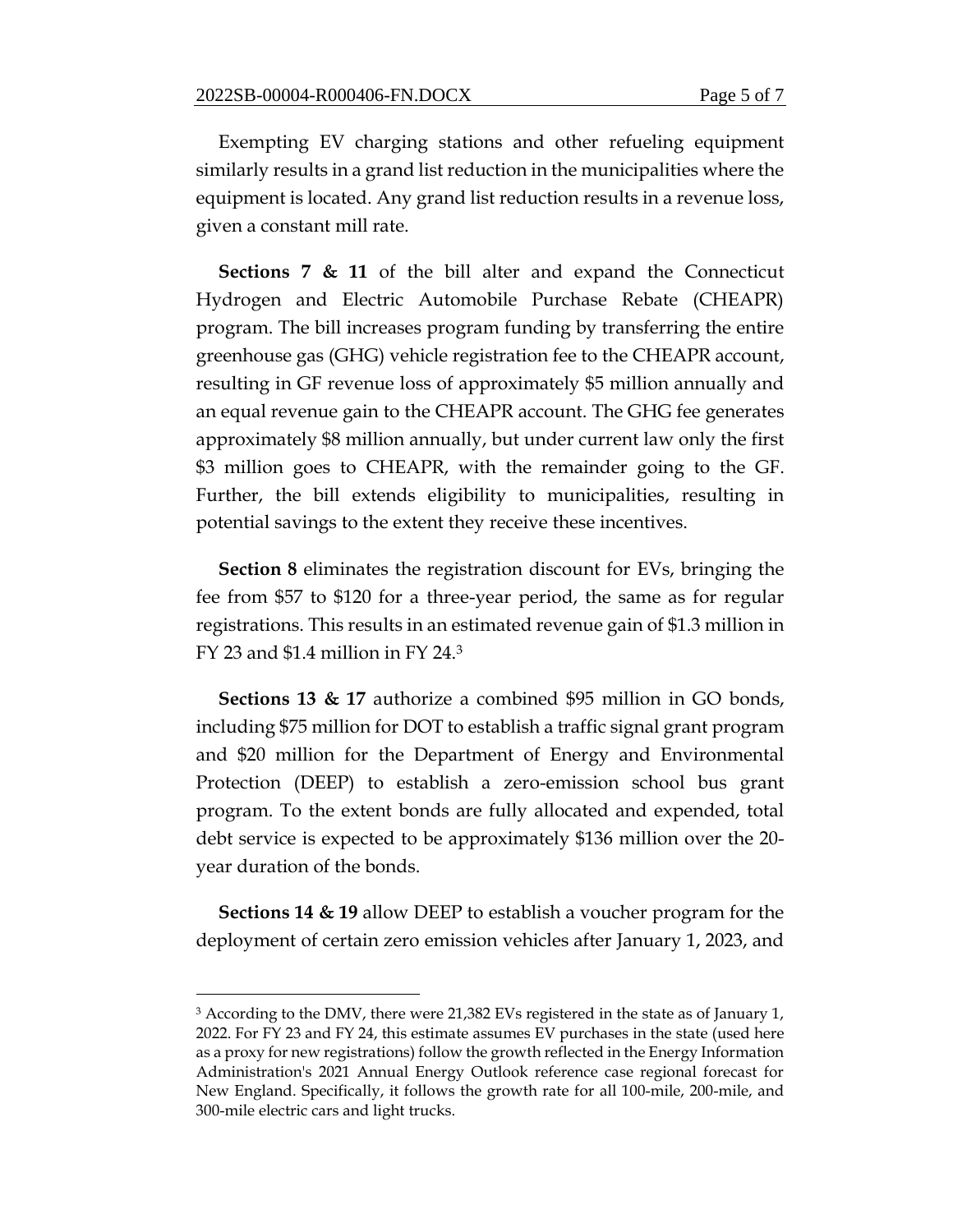Exempting EV charging stations and other refueling equipment similarly results in a grand list reduction in the municipalities where the equipment is located. Any grand list reduction results in a revenue loss, given a constant mill rate.

**Sections 7 & 11** of the bill alter and expand the Connecticut Hydrogen and Electric Automobile Purchase Rebate (CHEAPR) program. The bill increases program funding by transferring the entire greenhouse gas (GHG) vehicle registration fee to the CHEAPR account, resulting in GF revenue loss of approximately $5 million annually and an equal revenue gain to the CHEAPR account. The GHG fee generates approximately $8 million annually, but under current law only the first $3 million goes to CHEAPR, with the remainder going to the GF. Further, the bill extends eligibility to municipalities, resulting in potential savings to the extent they receive these incentives.

**Section 8** eliminates the registration discount for EVs, bringing the fee from $57 to $120 for a three-year period, the same as for regular registrations. This results in an estimated revenue gain of $1.3 million in FY 23 and $1.4 million in FY 24.[3]

**Sections 13 & 17** authorize a combined $95 million in GO bonds, including $75 million for DOT to establish a traffic signal grant program and $20 million for the Department of Energy and Environmental Protection (DEEP) to establish a zero-emission school bus grant program. To the extent bonds are fully allocated and expended, total debt service is expected to be approximately $136 million over the 20-year duration of the bonds.

**Sections 14 & 19** allow DEEP to establish a voucher program for the deployment of certain zero emission vehicles after January 1, 2023, and

---

[3] According to the DMV, there were 21,382 EVs registered in the state as of January 1, 2022. For FY 23 and FY 24, this estimate assumes EV purchases in the state (used here as a proxy for new registrations) follow the growth reflected in the Energy Information Administration's 2021 Annual Energy Outlook reference case regional forecast for New England. Specifically, it follows the growth rate for all 100-mile, 200-mile, and 300-mile electric cars and light trucks.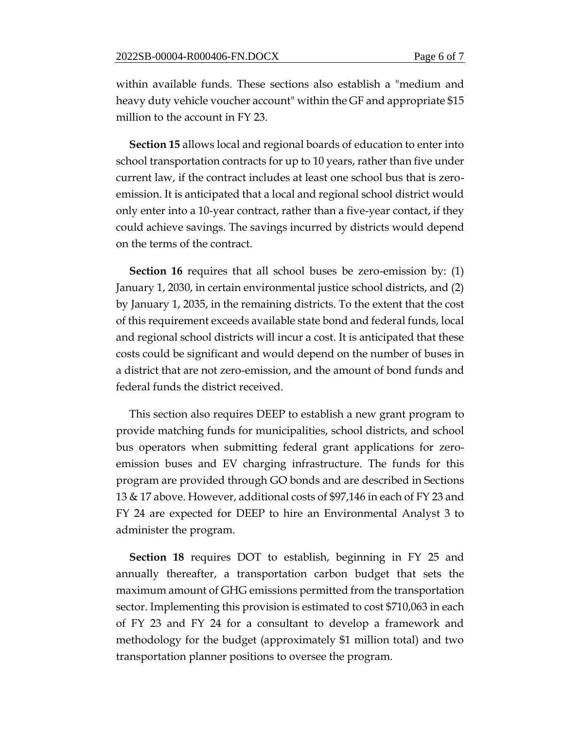within available funds. These sections also establish a "medium and heavy duty vehicle voucher account" within the GF and appropriate $15 million to the account in FY 23.

**Section 15** allows local and regional boards of education to enter into school transportation contracts for up to 10 years, rather than five under current law, if the contract includes at least one school bus that is zero-emission. It is anticipated that a local and regional school district would only enter into a 10-year contract, rather than a five-year contact, if they could achieve savings. The savings incurred by districts would depend on the terms of the contract.

**Section 16** requires that all school buses be zero-emission by: (1) January 1, 2030, in certain environmental justice school districts, and (2) by January 1, 2035, in the remaining districts. To the extent that the cost of this requirement exceeds available state bond and federal funds, local and regional school districts will incur a cost. It is anticipated that these costs could be significant and would depend on the number of buses in a district that are not zero-emission, and the amount of bond funds and federal funds the district received.

This section also requires DEEP to establish a new grant program to provide matching funds for municipalities, school districts, and school bus operators when submitting federal grant applications for zero-emission buses and EV charging infrastructure. The funds for this program are provided through GO bonds and are described in Sections 13 & 17 above. However, additional costs of $97,146 in each of FY 23 and FY 24 are expected for DEEP to hire an Environmental Analyst 3 to administer the program.

**Section 18** requires DOT to establish, beginning in FY 25 and annually thereafter, a transportation carbon budget that sets the maximum amount of GHG emissions permitted from the transportation sector. Implementing this provision is estimated to cost $710,063 in each of FY 23 and FY 24 for a consultant to develop a framework and methodology for the budget (approximately $1 million total) and two transportation planner positions to oversee the program.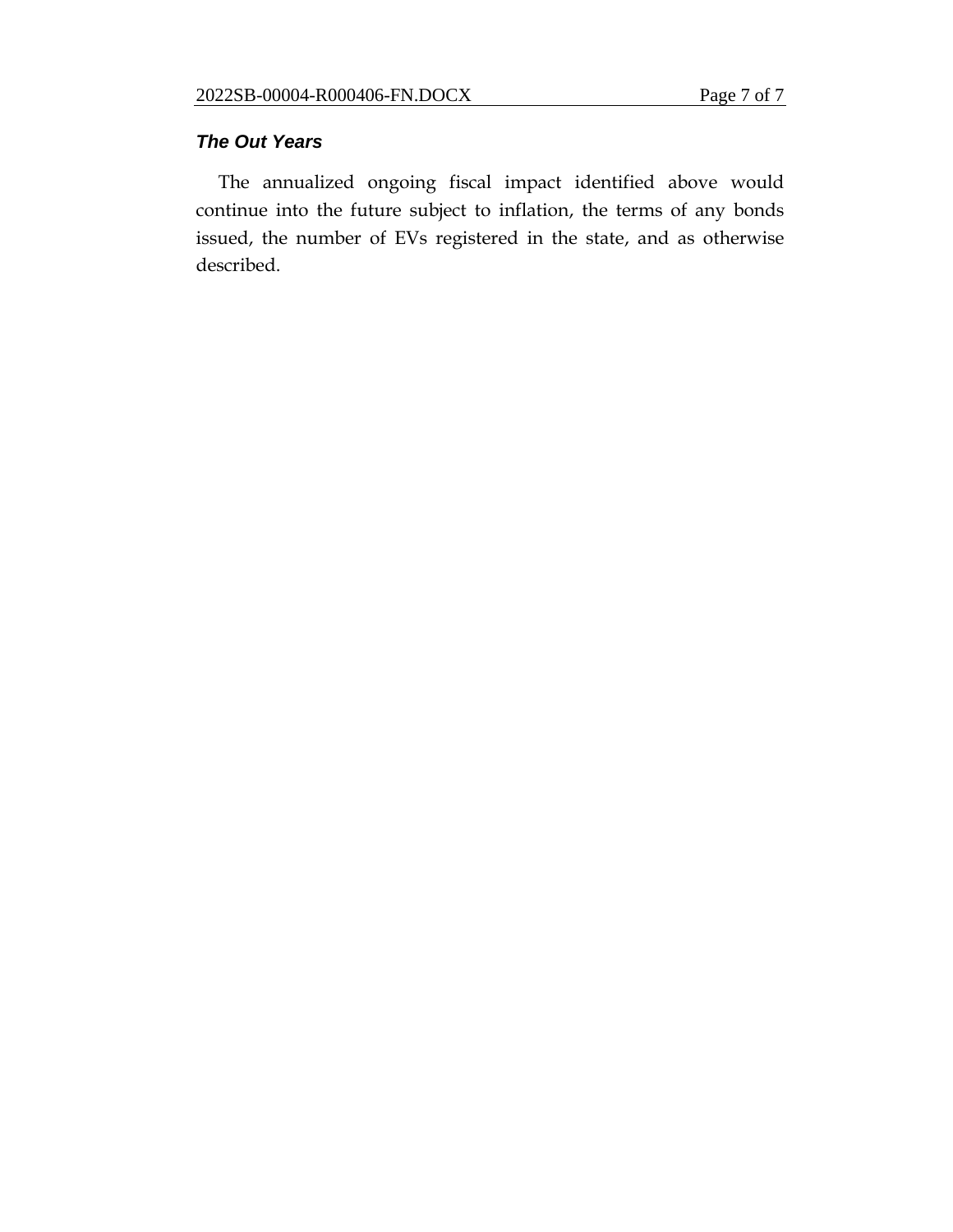***The Out Years***

The annualized ongoing fiscal impact identified above would continue into the future subject to inflation, the terms of any bonds issued, the number of EVs registered in the state, and as otherwise described.